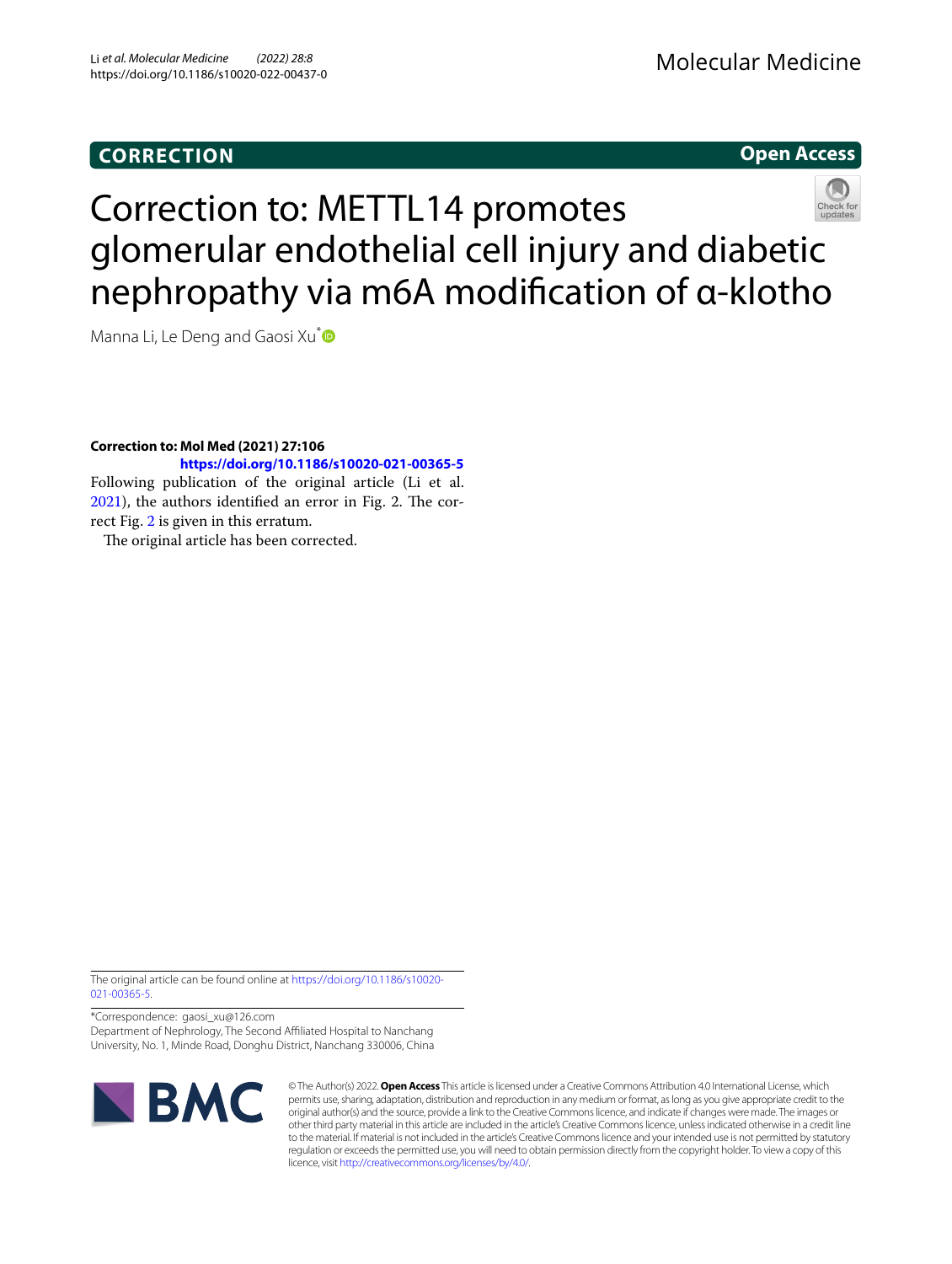**CORRECTION** **Open Access**

# Correction to: METTL14 promotes glomerular endothelial cell injury and diabetic nephropathy via m6A modification of α-klotho

Manna Li, Le Deng and Gaosi Xu*

**Correction to: Mol Med (2021) 27:106**
**https://doi.org/10.1186/s10020-021-00365-5**

Following publication of the original article (Li et al. 2021), the authors identified an error in Fig. 2. The correct Fig. 2 is given in this erratum.

The original article has been corrected.

The original article can be found online at https://doi.org/10.1186/s10020-021-00365-5.

*Correspondence: gaosi_xu@126.com
Department of Nephrology, The Second Affiliated Hospital to Nanchang University, No. 1, Minde Road, Donghu District, Nanchang 330006, China

© The Author(s) 2022. **Open Access** This article is licensed under a Creative Commons Attribution 4.0 International License, which permits use, sharing, adaptation, distribution and reproduction in any medium or format, as long as you give appropriate credit to the original author(s) and the source, provide a link to the Creative Commons licence, and indicate if changes were made. The images or other third party material in this article are included in the article's Creative Commons licence, unless indicated otherwise in a credit line to the material. If material is not included in the article's Creative Commons licence and your intended use is not permitted by statutory regulation or exceeds the permitted use, you will need to obtain permission directly from the copyright holder. To view a copy of this licence, visit http://creativecommons.org/licenses/by/4.0/.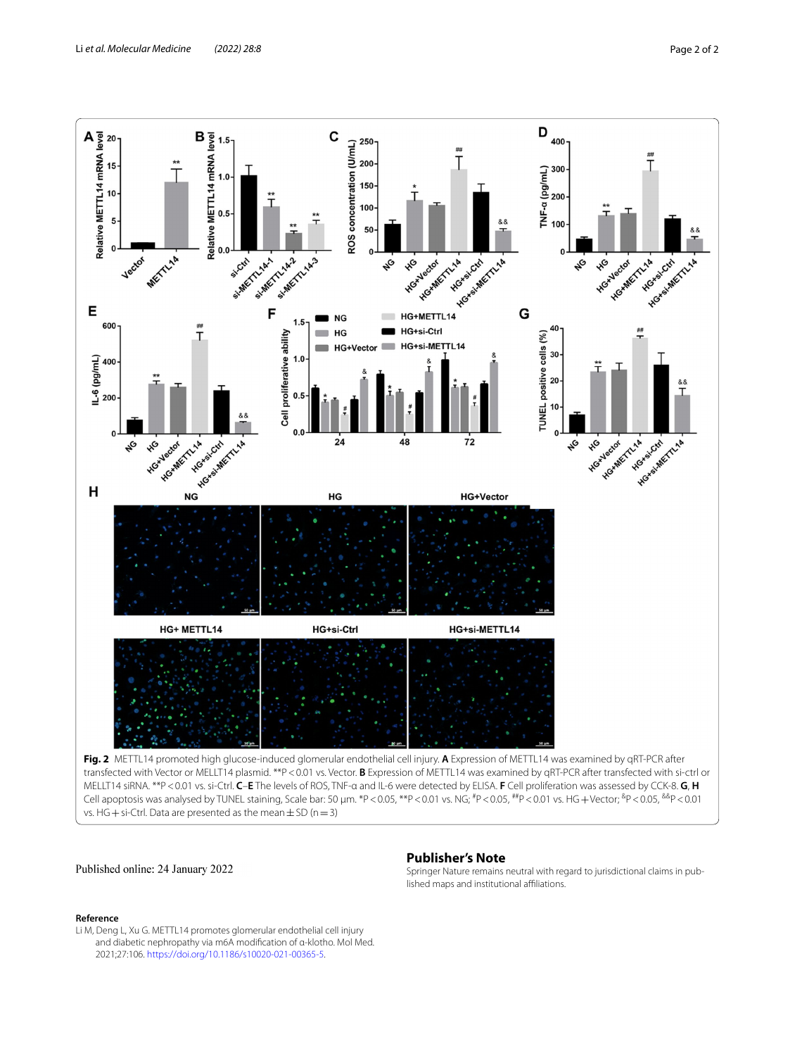A
Relative METTL14 mRNA level
20
15
10
5
0
**
Vector
METTL14

B
Relative METTL14 mRNA level
1.5
1.0
0.5
0.0
**
**
**
si-Ctrl
si-METTL14-1
si-METTL14-2
si-METTL14-3

C
ROS concentration (U/mL)
250
200
150
100
50
0
*
##
&&
NG
HG
HG+Vector
HG+METTL14
HG+si-Ctrl
HG+si-METTL14

D
TNF-α (pg/mL)
400
300
200
100
0
**
##
&&
NG
HG
HG+Vector
HG+METTL14
HG+si-Ctrl
HG+si-METTL14

E
IL-6 (pg/mL)
600
400
200
0
**
##
&&
NG
HG
HG+Vector
HG+METTL14
HG+si-Ctrl
HG+si-METTL14

F
Cell proliferative ability
1.5
1.0
0.5
0.0
NG
HG
HG+Vector
HG+METTL14
HG+si-Ctrl
HG+si-METTL14
*
#
&
24
48
72

G
TUNEL positive cells (%)
40
30
20
10
0
**
##
&&
NG
HG
HG+Vector
HG+METTL14
HG+si-Ctrl
HG+si-METTL14

H
NG
HG
HG+Vector
HG+ METTL14
HG+si-Ctrl
HG+si-METTL14

**Fig. 2** METTL14 promoted high glucose-induced glomerular endothelial cell injury. **A** Expression of METTL14 was examined by qRT-PCR after transfected with Vector or MELLT14 plasmid. **P < 0.01 vs. Vector. **B** Expression of METTL14 was examined by qRT-PCR after transfected with si-ctrl or MELLT14 siRNA. **P < 0.01 vs. si-Ctrl. **C**–**E** The levels of ROS, TNF-α and IL-6 were detected by ELISA. **F** Cell proliferation was assessed by CCK-8. **G**, **H** Cell apoptosis was analysed by TUNEL staining, Scale bar: 50 μm. *P < 0.05, **P < 0.01 vs. NG; #P < 0.05, ##P < 0.01 vs. HG + Vector; &P < 0.05, &&P < 0.01 vs. HG + si-Ctrl. Data are presented as the mean ± SD (n = 3)

Published online: 24 January 2022

## Publisher's Note

Springer Nature remains neutral with regard to jurisdictional claims in published maps and institutional affiliations.

## Reference

Li M, Deng L, Xu G. METTL14 promotes glomerular endothelial cell injury and diabetic nephropathy via m6A modification of α-klotho. Mol Med. 2021;27:106. https://doi.org/10.1186/s10020-021-00365-5.